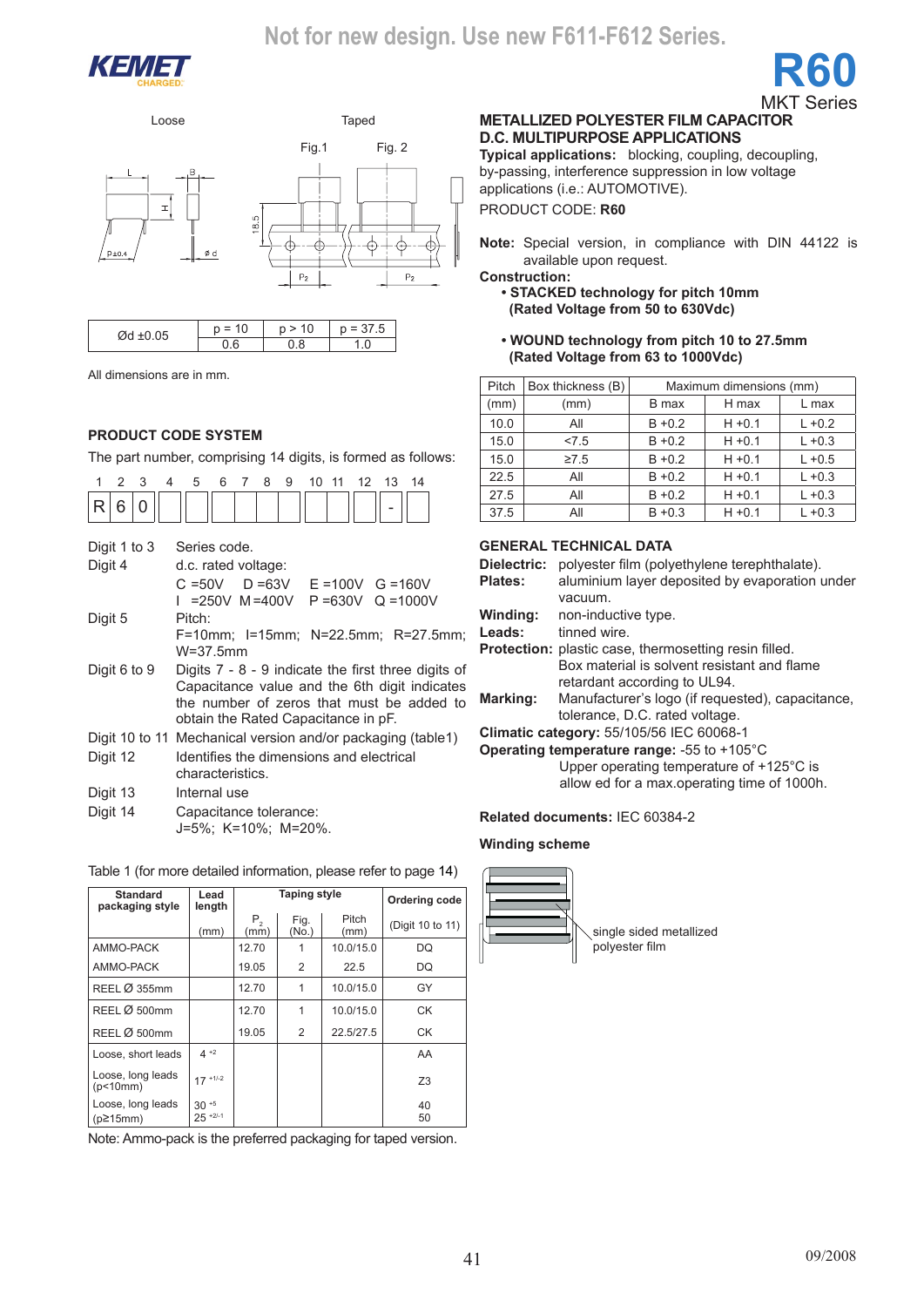Not for new design. Use new F611-F612 Series.

# R60

MKT Series

## METALLIZED POLYESTER FILM CAPACITOR
## D.C. MULTIPURPOSE APPLICATIONS

**Typical applications:** blocking, coupling, decoupling, by-passing, interference suppression in low voltage applications (i.e.: AUTOMOTIVE).

PRODUCT CODE: **R60**

**Note:** Special version, in compliance with DIN 44122 is available upon request.

**Construction:**

- **STACKED technology for pitch 10mm (Rated Voltage from 50 to 630Vdc)**
- **WOUND technology from pitch 10 to 27.5mm (Rated Voltage from 63 to 1000Vdc)**

Loose — Taped (Fig.1, Fig. 2)

| Ød ±0.05 | p = 10 | p > 10 | p = 37.5 |
|---|---|---|---|
| | 0.6 | 0.8 | 1.0 |

All dimensions are in mm.

| Pitch (mm) | Box thickness (B) (mm) | Maximum dimensions (mm) B max | H max | L max |
|---|---|---|---|---|
| 10.0 | All | B +0.2 | H +0.1 | L +0.2 |
| 15.0 | <7.5 | B +0.2 | H +0.1 | L +0.3 |
| 15.0 | ≥7.5 | B +0.2 | H +0.1 | L +0.5 |
| 22.5 | All | B +0.2 | H +0.1 | L +0.3 |
| 27.5 | All | B +0.2 | H +0.1 | L +0.3 |
| 37.5 | All | B +0.3 | H +0.1 | L +0.3 |

## PRODUCT CODE SYSTEM

The part number, comprising 14 digits, is formed as follows:

| 1 | 2 | 3 | 4 | 5 | 6 | 7 | 8 | 9 | 10 | 11 | 12 | 13 | 14 |
|---|---|---|---|---|---|---|---|---|---|---|---|---|---|
| R | 6 | 0 | | | | | | | | | | - | |

- **Digit 1 to 3** Series code.
- **Digit 4** d.c. rated voltage:
  C =50V D =63V E =100V G =160V
  I =250V M =400V P =630V Q =1000V
- **Digit 5** Pitch:
  F=10mm; I=15mm; N=22.5mm; R=27.5mm; W=37.5mm
- **Digit 6 to 9** Digits 7 - 8 - 9 indicate the first three digits of Capacitance value and the 6th digit indicates the number of zeros that must be added to obtain the Rated Capacitance in pF.
- **Digit 10 to 11** Mechanical version and/or packaging (table1)
- **Digit 12** Identifies the dimensions and electrical characteristics.
- **Digit 13** Internal use
- **Digit 14** Capacitance tolerance:
  J=5%; K=10%; M=20%.

Table 1 (for more detailed information, please refer to page 14)

| Standard packaging style | Lead length (mm) | Taping style $P_2$ (mm) | Fig. (No.) | Pitch (mm) | Ordering code (Digit 10 to 11) |
|---|---|---|---|---|---|
| AMMO-PACK | | 12.70 | 1 | 10.0/15.0 | DQ |
| AMMO-PACK | | 19.05 | 2 | 22.5 | DQ |
| REEL Ø 355mm | | 12.70 | 1 | 10.0/15.0 | GY |
| REEL Ø 500mm | | 12.70 | 1 | 10.0/15.0 | CK |
| REEL Ø 500mm | | 19.05 | 2 | 22.5/27.5 | CK |
| Loose, short leads | $4^{+2}$ | | | | AA |
| Loose, long leads (p<10mm) | $17^{+1/-2}$ | | | | Z3 |
| Loose, long leads (p≥15mm) | $30^{+5}$<br>$25^{+2/-1}$ | | | | 40<br>50 |

Note: Ammo-pack is the preferred packaging for taped version.

## GENERAL TECHNICAL DATA

**Dielectric:** polyester film (polyethylene terephthalate).
**Plates:** aluminium layer deposited by evaporation under vacuum.
**Winding:** non-inductive type.
**Leads:** tinned wire.
**Protection:** plastic case, thermosetting resin filled. Box material is solvent resistant and flame retardant according to UL94.
**Marking:** Manufacturer's logo (if requested), capacitance, tolerance, D.C. rated voltage.
**Climatic category:** 55/105/56 IEC 60068-1
**Operating temperature range:** -55 to +105°C
Upper operating temperature of +125°C is allow ed for a max.operating time of 1000h.

**Related documents:** IEC 60384-2

**Winding scheme**

single sided metallized polyester film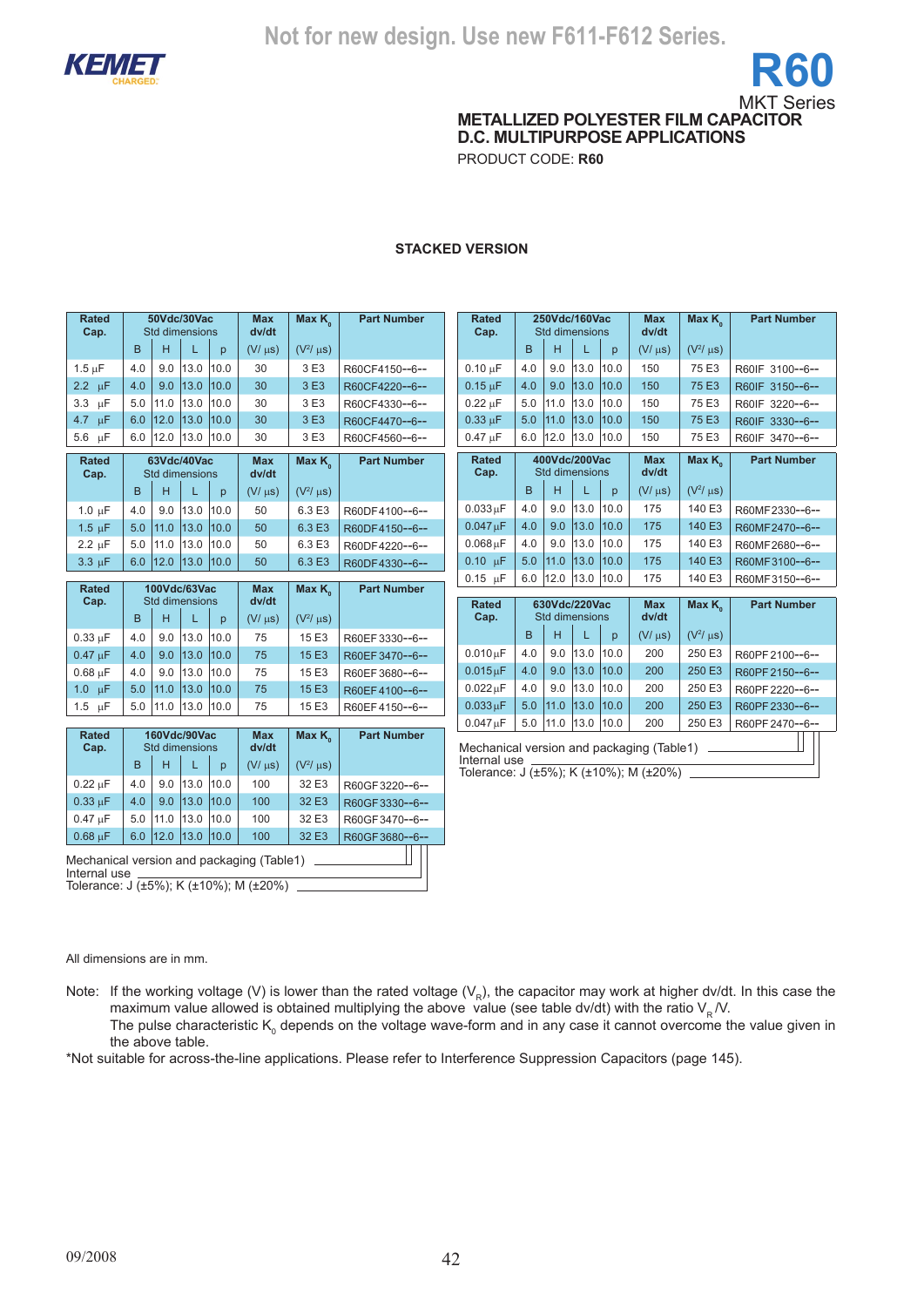Not for new design. Use new F611-F612 Series.

# R60

MKT Series

## METALLIZED POLYESTER FILM CAPACITOR
## D.C. MULTIPURPOSE APPLICATIONS

PRODUCT CODE: **R60**

### STACKED VERSION

| Rated Cap. | 50Vdc/30Vac Std dimensions | | | | Max dv/dt | Max $K_0$ | Part Number |
|---|---|---|---|---|---|---|---|
| | B | H | L | p | (V/ µs) | ($V^2$/ µs) | |
| 1.5 µF | 4.0 | 9.0 | 13.0 | 10.0 | 30 | 3 E3 | R60CF4150--6-- |
| 2.2 µF | 4.0 | 9.0 | 13.0 | 10.0 | 30 | 3 E3 | R60CF4220--6-- |
| 3.3 µF | 5.0 | 11.0 | 13.0 | 10.0 | 30 | 3 E3 | R60CF4330--6-- |
| 4.7 µF | 6.0 | 12.0 | 13.0 | 10.0 | 30 | 3 E3 | R60CF4470--6-- |
| 5.6 µF | 6.0 | 12.0 | 13.0 | 10.0 | 30 | 3 E3 | R60CF4560--6-- |

| Rated Cap. | 63Vdc/40Vac Std dimensions | | | | Max dv/dt | Max $K_0$ | Part Number |
|---|---|---|---|---|---|---|---|
| | B | H | L | p | (V/ µs) | ($V^2$/ µs) | |
| 1.0 µF | 4.0 | 9.0 | 13.0 | 10.0 | 50 | 6.3 E3 | R60DF4100--6-- |
| 1.5 µF | 5.0 | 11.0 | 13.0 | 10.0 | 50 | 6.3 E3 | R60DF4150--6-- |
| 2.2 µF | 5.0 | 11.0 | 13.0 | 10.0 | 50 | 6.3 E3 | R60DF4220--6-- |
| 3.3 µF | 6.0 | 12.0 | 13.0 | 10.0 | 50 | 6.3 E3 | R60DF4330--6-- |

| Rated Cap. | 100Vdc/63Vac Std dimensions | | | | Max dv/dt | Max $K_0$ | Part Number |
|---|---|---|---|---|---|---|---|
| | B | H | L | p | (V/ µs) | ($V^2$/ µs) | |
| 0.33 µF | 4.0 | 9.0 | 13.0 | 10.0 | 75 | 15 E3 | R60EF3330--6-- |
| 0.47 µF | 4.0 | 9.0 | 13.0 | 10.0 | 75 | 15 E3 | R60EF3470--6-- |
| 0.68 µF | 4.0 | 9.0 | 13.0 | 10.0 | 75 | 15 E3 | R60EF3680--6-- |
| 1.0 µF | 5.0 | 11.0 | 13.0 | 10.0 | 75 | 15 E3 | R60EF4100--6-- |
| 1.5 µF | 5.0 | 11.0 | 13.0 | 10.0 | 75 | 15 E3 | R60EF4150--6-- |

| Rated Cap. | 160Vdc/90Vac Std dimensions | | | | Max dv/dt | Max $K_0$ | Part Number |
|---|---|---|---|---|---|---|---|
| | B | H | L | p | (V/ µs) | ($V^2$/ µs) | |
| 0.22 µF | 4.0 | 9.0 | 13.0 | 10.0 | 100 | 32 E3 | R60GF3220--6-- |
| 0.33 µF | 4.0 | 9.0 | 13.0 | 10.0 | 100 | 32 E3 | R60GF3330--6-- |
| 0.47 µF | 5.0 | 11.0 | 13.0 | 10.0 | 100 | 32 E3 | R60GF3470--6-- |
| 0.68 µF | 6.0 | 12.0 | 13.0 | 10.0 | 100 | 32 E3 | R60GF3680--6-- |

Mechanical version and packaging (Table1)
Internal use
Tolerance: J (±5%); K (±10%); M (±20%)

| Rated Cap. | 250Vdc/160Vac Std dimensions | | | | Max dv/dt | Max $K_0$ | Part Number |
|---|---|---|---|---|---|---|---|
| | B | H | L | p | (V/ µs) | ($V^2$/ µs) | |
| 0.10 µF | 4.0 | 9.0 | 13.0 | 10.0 | 150 | 75 E3 | R60IF 3100--6-- |
| 0.15 µF | 4.0 | 9.0 | 13.0 | 10.0 | 150 | 75 E3 | R60IF 3150--6-- |
| 0.22 µF | 5.0 | 11.0 | 13.0 | 10.0 | 150 | 75 E3 | R60IF 3220--6-- |
| 0.33 µF | 5.0 | 11.0 | 13.0 | 10.0 | 150 | 75 E3 | R60IF 3330--6-- |
| 0.47 µF | 6.0 | 12.0 | 13.0 | 10.0 | 150 | 75 E3 | R60IF 3470--6-- |

| Rated Cap. | 400Vdc/200Vac Std dimensions | | | | Max dv/dt | Max $K_0$ | Part Number |
|---|---|---|---|---|---|---|---|
| | B | H | L | p | (V/ µs) | ($V^2$/ µs) | |
| 0.033 µF | 4.0 | 9.0 | 13.0 | 10.0 | 175 | 140 E3 | R60MF2330--6-- |
| 0.047 µF | 4.0 | 9.0 | 13.0 | 10.0 | 175 | 140 E3 | R60MF2470--6-- |
| 0.068 µF | 4.0 | 9.0 | 13.0 | 10.0 | 175 | 140 E3 | R60MF2680--6-- |
| 0.10 µF | 5.0 | 11.0 | 13.0 | 10.0 | 175 | 140 E3 | R60MF3100--6-- |
| 0.15 µF | 6.0 | 12.0 | 13.0 | 10.0 | 175 | 140 E3 | R60MF3150--6-- |

| Rated Cap. | 630Vdc/220Vac Std dimensions | | | | Max dv/dt | Max $K_0$ | Part Number |
|---|---|---|---|---|---|---|---|
| | B | H | L | p | (V/ µs) | ($V^2$/ µs) | |
| 0.010 µF | 4.0 | 9.0 | 13.0 | 10.0 | 200 | 250 E3 | R60PF2100--6-- |
| 0.015 µF | 4.0 | 9.0 | 13.0 | 10.0 | 200 | 250 E3 | R60PF2150--6-- |
| 0.022 µF | 4.0 | 9.0 | 13.0 | 10.0 | 200 | 250 E3 | R60PF2220--6-- |
| 0.033 µF | 5.0 | 11.0 | 13.0 | 10.0 | 200 | 250 E3 | R60PF2330--6-- |
| 0.047 µF | 5.0 | 11.0 | 13.0 | 10.0 | 200 | 250 E3 | R60PF2470--6-- |

Mechanical version and packaging (Table1)
Internal use
Tolerance: J (±5%); K (±10%); M (±20%)

All dimensions are in mm.

Note: If the working voltage (V) is lower than the rated voltage ($V_R$), the capacitor may work at higher dv/dt. In this case the maximum value allowed is obtained multiplying the above value (see table dv/dt) with the ratio $V_R$/V.
The pulse characteristic $K_0$ depends on the voltage wave-form and in any case it cannot overcome the value given in the above table.

*Not suitable for across-the-line applications. Please refer to Interference Suppression Capacitors (page 145).

09/2008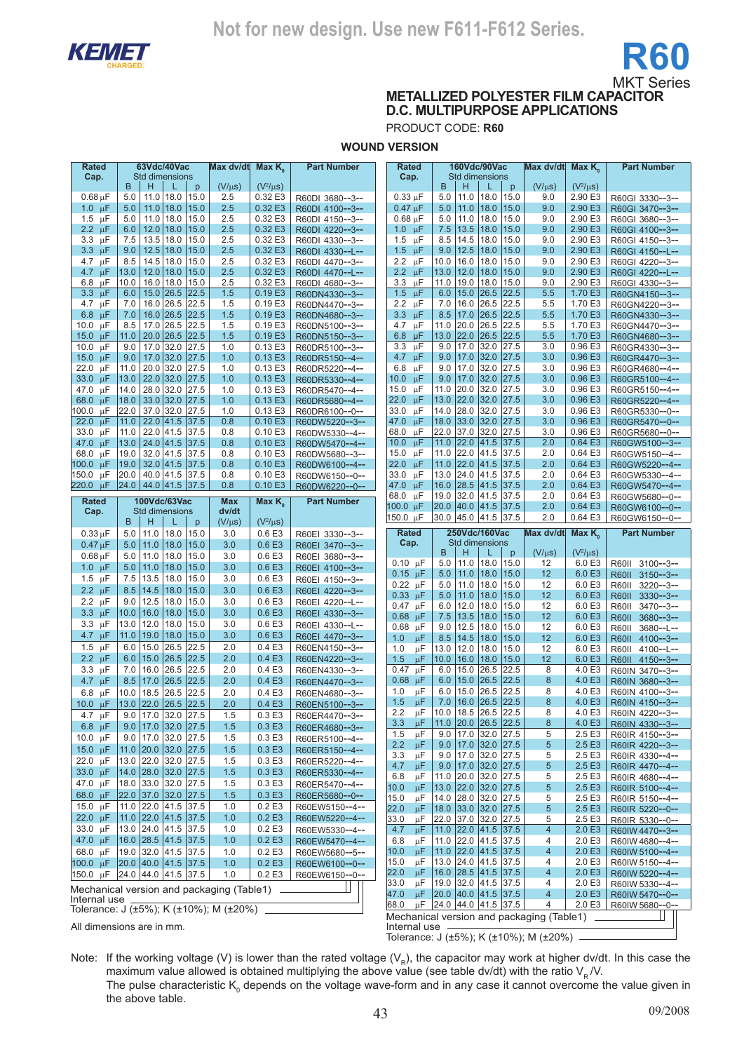Not for new design. Use new F611-F612 Series.

KEMET CHARGED

# R60

MKT Series

## METALLIZED POLYESTER FILM CAPACITOR D.C. MULTIPURPOSE APPLICATIONS

PRODUCT CODE: **R60**

### WOUND VERSION

| Rated Cap. | 63Vdc/40Vac Std dimensions | | | | Max dv/dt | Max $K_0$ | Part Number |
|---|---|---|---|---|---|---|---|
| | B | H | L | p | (V/µs) | ($V^2$/µs) | |
| 0.68 µF | 5.0 | 11.0 | 18.0 | 15.0 | 2.5 | 0.32 E3 | R60DI 3680--3-- |
| 1.0 µF | 5.0 | 11.0 | 18.0 | 15.0 | 2.5 | 0.32 E3 | R60DI 4100--3-- |
| 1.5 µF | 5.0 | 11.0 | 18.0 | 15.0 | 2.5 | 0.32 E3 | R60DI 4150--3-- |
| 2.2 µF | 6.0 | 12.0 | 18.0 | 15.0 | 2.5 | 0.32 E3 | R60DI 4220--3-- |
| 3.3 µF | 7.5 | 13.5 | 18.0 | 15.0 | 2.5 | 0.32 E3 | R60DI 4330--3-- |
| 3.3 µF | 9.0 | 12.5 | 18.0 | 15.0 | 2.5 | 0.32 E3 | R60DI 4330--L-- |
| 4.7 µF | 8.5 | 14.5 | 18.0 | 15.0 | 2.5 | 0.32 E3 | R60DI 4470--3-- |
| 4.7 µF | 13.0 | 12.0 | 18.0 | 15.0 | 2.5 | 0.32 E3 | R60DI 4470--L-- |
| 6.8 µF | 10.0 | 16.0 | 18.0 | 15.0 | 2.5 | 0.32 E3 | R60DI 4680--3-- |
| 3.3 µF | 6.0 | 15.0 | 26.5 | 22.5 | 1.5 | 0.19 E3 | R60DN4330--3-- |
| 4.7 µF | 7.0 | 16.0 | 26.5 | 22.5 | 1.5 | 0.19 E3 | R60DN4470--3-- |
| 6.8 µF | 7.0 | 16.0 | 26.5 | 22.5 | 1.5 | 0.19 E3 | R60DN4680--3-- |
| 10.0 µF | 8.5 | 17.0 | 26.5 | 22.5 | 1.5 | 0.19 E3 | R60DN5100--3-- |
| 15.0 µF | 11.0 | 20.0 | 26.5 | 22.5 | 1.5 | 0.19 E3 | R60DN5150--3-- |
| 10.0 µF | 9.0 | 17.0 | 32.0 | 27.5 | 1.0 | 0.13 E3 | R60DR5100--3-- |
| 15.0 µF | 9.0 | 17.0 | 32.0 | 27.5 | 1.0 | 0.13 E3 | R60DR5150--4-- |
| 22.0 µF | 11.0 | 20.0 | 32.0 | 27.5 | 1.0 | 0.13 E3 | R60DR5220--4-- |
| 33.0 µF | 13.0 | 22.0 | 32.0 | 27.5 | 1.0 | 0.13 E3 | R60DR5330--4-- |
| 47.0 µF | 14.0 | 28.0 | 32.0 | 27.5 | 1.0 | 0.13 E3 | R60DR5470--4-- |
| 68.0 µF | 18.0 | 33.0 | 32.0 | 27.5 | 1.0 | 0.13 E3 | R60DR5680--4-- |
| 100.0 µF | 22.0 | 37.0 | 32.0 | 27.5 | 1.0 | 0.13 E3 | R60DR6100--0-- |
| 22.0 µF | 11.0 | 22.0 | 41.5 | 37.5 | 0.8 | 0.10 E3 | R60DW5220--3-- |
| 33.0 µF | 11.0 | 22.0 | 41.5 | 37.5 | 0.8 | 0.10 E3 | R60DW5330--4-- |
| 47.0 µF | 13.0 | 24.0 | 41.5 | 37.5 | 0.8 | 0.10 E3 | R60DW5470--4-- |
| 68.0 µF | 19.0 | 32.0 | 41.5 | 37.5 | 0.8 | 0.10 E3 | R60DW5680--4-- |
| 100.0 µF | 19.0 | 32.0 | 41.5 | 37.5 | 0.8 | 0.10 E3 | R60DW6100--4-- |
| 150.0 µF | 20.0 | 40.0 | 41.5 | 37.5 | 0.8 | 0.10 E3 | R60DW6150--0-- |
| 220.0 µF | 24.0 | 44.0 | 41.5 | 37.5 | 0.8 | 0.10 E3 | R60DW6220--0-- |

| Rated Cap. | 100Vdc/63Vac Std dimensions | | | | Max dv/dt | Max $K_0$ | Part Number |
|---|---|---|---|---|---|---|---|
| | B | H | L | p | (V/µs) | ($V^2$/µs) | |
| 0.33 µF | 5.0 | 11.0 | 18.0 | 15.0 | 3.0 | 0.6 E3 | R60EI 3330--3-- |
| 0.47 µF | 5.0 | 11.0 | 18.0 | 15.0 | 3.0 | 0.6 E3 | R60EI 3470--3-- |
| 0.68 µF | 5.0 | 11.0 | 18.0 | 15.0 | 3.0 | 0.6 E3 | R60EI 3680--3-- |
| 1.0 µF | 5.0 | 11.0 | 18.0 | 15.0 | 3.0 | 0.6 E3 | R60EI 4100--3-- |
| 1.5 µF | 7.5 | 13.5 | 18.0 | 15.0 | 3.0 | 0.6 E3 | R60EI 4150--3-- |
| 2.2 µF | 8.5 | 14.5 | 18.0 | 15.0 | 3.0 | 0.6 E3 | R60EI 4220--3-- |
| 2.2 µF | 9.0 | 12.5 | 18.0 | 15.0 | 3.0 | 0.6 E3 | R60EI 4220--L-- |
| 3.3 µF | 10.0 | 16.0 | 18.0 | 15.0 | 3.0 | 0.6 E3 | R60EI 4330--3-- |
| 3.3 µF | 13.0 | 12.0 | 18.0 | 15.0 | 3.0 | 0.6 E3 | R60EI 4330--L-- |
| 4.7 µF | 11.0 | 19.0 | 18.0 | 15.0 | 3.0 | 0.6 E3 | R60EI 4470--3-- |
| 1.5 µF | 6.0 | 15.0 | 26.5 | 22.5 | 2.0 | 0.4 E3 | R60EN4150--3-- |
| 2.2 µF | 6.0 | 15.0 | 26.5 | 22.5 | 2.0 | 0.4 E3 | R60EN4220--3-- |
| 3.3 µF | 7.0 | 16.0 | 26.5 | 22.5 | 2.0 | 0.4 E3 | R60EN4330--3-- |
| 4.7 µF | 8.5 | 17.0 | 26.5 | 22.5 | 2.0 | 0.4 E3 | R60EN4470--3-- |
| 6.8 µF | 10.0 | 18.5 | 26.5 | 22.5 | 2.0 | 0.4 E3 | R60EN4680--3-- |
| 10.0 µF | 13.0 | 22.0 | 26.5 | 22.5 | 2.0 | 0.4 E3 | R60EN5100--3-- |
| 4.7 µF | 9.0 | 17.0 | 32.0 | 27.5 | 1.5 | 0.3 E3 | R60ER4470--3-- |
| 6.8 µF | 9.0 | 17.0 | 32.0 | 27.5 | 1.5 | 0.3 E3 | R60ER4680--3-- |
| 10.0 µF | 9.0 | 17.0 | 32.0 | 27.5 | 1.5 | 0.3 E3 | R60ER5100--4-- |
| 15.0 µF | 11.0 | 20.0 | 32.0 | 27.5 | 1.5 | 0.3 E3 | R60ER5150--4-- |
| 22.0 µF | 13.0 | 22.0 | 32.0 | 27.5 | 1.5 | 0.3 E3 | R60ER5220--4-- |
| 33.0 µF | 14.0 | 28.0 | 32.0 | 27.5 | 1.5 | 0.3 E3 | R60ER5330--4-- |
| 47.0 µF | 18.0 | 33.0 | 32.0 | 27.5 | 1.5 | 0.3 E3 | R60ER5470--4-- |
| 68.0 µF | 22.0 | 37.0 | 32.0 | 27.5 | 1.5 | 0.3 E3 | R60ER5680--0-- |
| 15.0 µF | 11.0 | 22.0 | 41.5 | 37.5 | 1.0 | 0.2 E3 | R60EW5150--4-- |
| 22.0 µF | 11.0 | 22.0 | 41.5 | 37.5 | 1.0 | 0.2 E3 | R60EW5220--4-- |
| 33.0 µF | 13.0 | 24.0 | 41.5 | 37.5 | 1.0 | 0.2 E3 | R60EW5330--4-- |
| 47.0 µF | 16.0 | 28.5 | 41.5 | 37.5 | 1.0 | 0.2 E3 | R60EW5470--4-- |
| 68.0 µF | 19.0 | 32.0 | 41.5 | 37.5 | 1.0 | 0.2 E3 | R60EW5680--4-- |
| 100.0 µF | 20.0 | 40.0 | 41.5 | 37.5 | 1.0 | 0.2 E3 | R60EW6100--0-- |
| 150.0 µF | 24.0 | 44.0 | 41.5 | 37.5 | 1.0 | 0.2 E3 | R60EW6150--0-- |

Mechanical version and packaging (Table1)
Internal use
Tolerance: J (±5%); K (±10%); M (±20%)

All dimensions are in mm.

| Rated Cap. | 160Vdc/90Vac Std dimensions | | | | Max dv/dt | Max $K_0$ | Part Number |
|---|---|---|---|---|---|---|---|
| | B | H | L | p | (V/µs) | ($V^2$/µs) | |
| 0.33 µF | 5.0 | 11.0 | 18.0 | 15.0 | 9.0 | 2.90 E3 | R60GI 3330--3-- |
| 0.47 µF | 5.0 | 11.0 | 18.0 | 15.0 | 9.0 | 2.90 E3 | R60GI 3470--3-- |
| 0.68 µF | 5.0 | 11.0 | 18.0 | 15.0 | 9.0 | 2.90 E3 | R60GI 3680--3-- |
| 1.0 µF | 7.5 | 13.5 | 18.0 | 15.0 | 9.0 | 2.90 E3 | R60GI 4100--3-- |
| 1.5 µF | 8.5 | 14.5 | 18.0 | 15.0 | 9.0 | 2.90 E3 | R60GI 4150--3-- |
| 1.5 µF | 9.0 | 12.5 | 18.0 | 15.0 | 9.0 | 2.90 E3 | R60GI 4150--L-- |
| 2.2 µF | 10.0 | 16.0 | 18.0 | 15.0 | 9.0 | 2.90 E3 | R60GI 4220--3-- |
| 2.2 µF | 13.0 | 12.0 | 18.0 | 15.0 | 9.0 | 2.90 E3 | R60GI 4220--L-- |
| 3.3 µF | 11.0 | 19.0 | 18.0 | 15.0 | 9.0 | 2.90 E3 | R60GI 4330--3-- |
| 1.5 µF | 6.0 | 15.0 | 26.5 | 22.5 | 5.5 | 1.70 E3 | R60GN4150--3-- |
| 2.2 µF | 7.0 | 16.0 | 26.5 | 22.5 | 5.5 | 1.70 E3 | R60GN4220--3-- |
| 3.3 µF | 8.5 | 17.0 | 26.5 | 22.5 | 5.5 | 1.70 E3 | R60GN4330--3-- |
| 4.7 µF | 11.0 | 20.0 | 26.5 | 22.5 | 5.5 | 1.70 E3 | R60GN4470--3-- |
| 6.8 µF | 13.0 | 22.0 | 26.5 | 22.5 | 5.5 | 1.70 E3 | R60GN4680--3-- |
| 3.3 µF | 9.0 | 17.0 | 32.0 | 27.5 | 3.0 | 0.96 E3 | R60GR4330--3-- |
| 4.7 µF | 9.0 | 17.0 | 32.0 | 27.5 | 3.0 | 0.96 E3 | R60GR4470--3-- |
| 6.8 µF | 9.0 | 17.0 | 32.0 | 27.5 | 3.0 | 0.96 E3 | R60GR4680--4-- |
| 10.0 µF | 9.0 | 17.0 | 32.0 | 27.5 | 3.0 | 0.96 E3 | R60GR5100--4-- |
| 15.0 µF | 11.0 | 20.0 | 32.0 | 27.5 | 3.0 | 0.96 E3 | R60GR5150--4-- |
| 22.0 µF | 13.0 | 22.0 | 32.0 | 27.5 | 3.0 | 0.96 E3 | R60GR5220--4-- |
| 33.0 µF | 14.0 | 28.0 | 32.0 | 27.5 | 3.0 | 0.96 E3 | R60GR5330--0-- |
| 47.0 µF | 18.0 | 33.0 | 32.0 | 27.5 | 3.0 | 0.96 E3 | R60GR5470--0-- |
| 68.0 µF | 22.0 | 37.0 | 32.0 | 27.5 | 3.0 | 0.96 E3 | R60GR5680--0-- |
| 10.0 µF | 11.0 | 22.0 | 41.5 | 37.5 | 2.0 | 0.64 E3 | R60GW5100--3-- |
| 15.0 µF | 11.0 | 22.0 | 41.5 | 37.5 | 2.0 | 0.64 E3 | R60GW5150--4-- |
| 22.0 µF | 11.0 | 22.0 | 41.5 | 37.5 | 2.0 | 0.64 E3 | R60GW5220--4-- |
| 33.0 µF | 13.0 | 24.0 | 41.5 | 37.5 | 2.0 | 0.64 E3 | R60GW5330--4-- |
| 47.0 µF | 16.0 | 28.5 | 41.5 | 37.5 | 2.0 | 0.64 E3 | R60GW5470--4-- |
| 68.0 µF | 19.0 | 32.0 | 41.5 | 37.5 | 2.0 | 0.64 E3 | R60GW5680--0-- |
| 100.0 µF | 20.0 | 40.0 | 41.5 | 37.5 | 2.0 | 0.64 E3 | R60GW6100--0-- |
| 150.0 µF | 30.0 | 45.0 | 41.5 | 37.5 | 2.0 | 0.64 E3 | R60GW6150--0-- |

| Rated Cap. | 250Vdc/160Vac Std dimensions | | | | Max dv/dt | Max $K_0$ | Part Number |
|---|---|---|---|---|---|---|---|
| | B | H | L | p | (V/µs) | ($V^2$/µs) | |
| 0.10 µF | 5.0 | 11.0 | 18.0 | 15.0 | 12 | 6.0 E3 | R60II 3100--3-- |
| 0.15 µF | 5.0 | 11.0 | 18.0 | 15.0 | 12 | 6.0 E3 | R60II 3150--3-- |
| 0.22 µF | 5.0 | 11.0 | 18.0 | 15.0 | 12 | 6.0 E3 | R60II 3220--3-- |
| 0.33 µF | 5.0 | 11.0 | 18.0 | 15.0 | 12 | 6.0 E3 | R60II 3330--3-- |
| 0.47 µF | 6.0 | 12.0 | 18.0 | 15.0 | 12 | 6.0 E3 | R60II 3470--3-- |
| 0.68 µF | 7.5 | 13.5 | 18.0 | 15.0 | 12 | 6.0 E3 | R60II 3680--3-- |
| 0.68 µF | 9.0 | 12.5 | 18.0 | 15.0 | 12 | 6.0 E3 | R60II 3680--L-- |
| 1.0 µF | 8.5 | 14.5 | 18.0 | 15.0 | 12 | 6.0 E3 | R60II 4100--3-- |
| 1.0 µF | 13.0 | 12.0 | 18.0 | 15.0 | 12 | 6.0 E3 | R60II 4100--L-- |
| 1.5 µF | 10.0 | 16.0 | 18.0 | 15.0 | 12 | 6.0 E3 | R60II 4150--3-- |
| 0.47 µF | 6.0 | 15.0 | 26.5 | 22.5 | 8 | 4.0 E3 | R60IN 3470--3-- |
| 0.68 µF | 6.0 | 15.0 | 26.5 | 22.5 | 8 | 4.0 E3 | R60IN 3680--3-- |
| 1.0 µF | 6.0 | 15.0 | 26.5 | 22.5 | 8 | 4.0 E3 | R60IN 4100--3-- |
| 1.5 µF | 7.0 | 16.0 | 26.5 | 22.5 | 8 | 4.0 E3 | R60IN 4150--3-- |
| 2.2 µF | 10.0 | 18.5 | 26.5 | 22.5 | 8 | 4.0 E3 | R60IN 4220--3-- |
| 3.3 µF | 11.0 | 20.0 | 26.5 | 22.5 | 8 | 4.0 E3 | R60IN 4330--3-- |
| 1.5 µF | 9.0 | 17.0 | 32.0 | 27.5 | 5 | 2.5 E3 | R60IR 4150--3-- |
| 2.2 µF | 9.0 | 17.0 | 32.0 | 27.5 | 5 | 2.5 E3 | R60IR 4220--3-- |
| 3.3 µF | 9.0 | 17.0 | 32.0 | 27.5 | 5 | 2.5 E3 | R60IR 4330--4-- |
| 4.7 µF | 9.0 | 17.0 | 32.0 | 27.5 | 5 | 2.5 E3 | R60IR 4470--4-- |
| 6.8 µF | 11.0 | 20.0 | 32.0 | 27.5 | 5 | 2.5 E3 | R60IR 4680--4-- |
| 10.0 µF | 13.0 | 22.0 | 32.0 | 27.5 | 5 | 2.5 E3 | R60IR 5100--4-- |
| 15.0 µF | 14.0 | 28.0 | 32.0 | 27.5 | 5 | 2.5 E3 | R60IR 5150--4-- |
| 22.0 µF | 18.0 | 33.0 | 32.0 | 27.5 | 5 | 2.5 E3 | R60IR 5220--0-- |
| 33.0 µF | 22.0 | 37.0 | 32.0 | 27.5 | 5 | 2.5 E3 | R60IR 5330--0-- |
| 4.7 µF | 11.0 | 22.0 | 41.5 | 37.5 | 4 | 2.0 E3 | R60IW 4470--3-- |
| 6.8 µF | 11.0 | 22.0 | 41.5 | 37.5 | 4 | 2.0 E3 | R60IW 4680--4-- |
| 10.0 µF | 11.0 | 22.0 | 41.5 | 37.5 | 4 | 2.0 E3 | R60IW 5100--4-- |
| 15.0 µF | 13.0 | 24.0 | 41.5 | 37.5 | 4 | 2.0 E3 | R60IW 5150--4-- |
| 22.0 µF | 16.0 | 28.5 | 41.5 | 37.5 | 4 | 2.0 E3 | R60IW 5220--4-- |
| 33.0 µF | 19.0 | 32.0 | 41.5 | 37.5 | 4 | 2.0 E3 | R60IW 5330--4-- |
| 47.0 µF | 20.0 | 40.0 | 41.5 | 37.5 | 4 | 2.0 E3 | R60IW 5470--0-- |
| 68.0 µF | 24.0 | 44.0 | 41.5 | 37.5 | 4 | 2.0 E3 | R60IW 5680--0-- |

Mechanical version and packaging (Table1)
Internal use
Tolerance: J (±5%); K (±10%); M (±20%)

Note: If the working voltage (V) is lower than the rated voltage ($V_R$), the capacitor may work at higher dv/dt. In this case the maximum value allowed is obtained multiplying the above value (see table dv/dt) with the ratio $V_R$/V.
The pulse characteristic $K_0$ depends on the voltage wave-form and in any case it cannot overcome the value given in the above table.

09/2008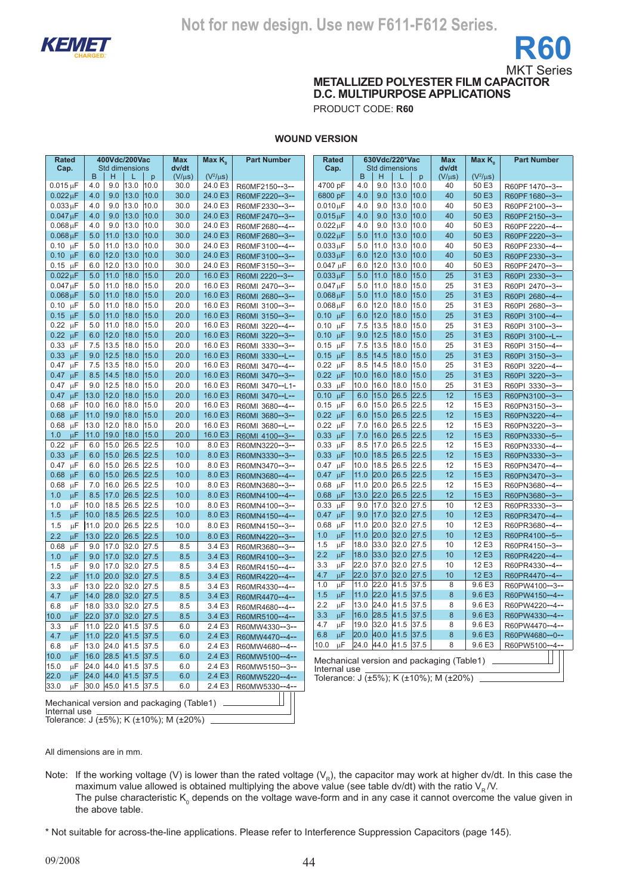Not for new design. Use new F611-F612 Series.

# R60

MKT Series

## METALLIZED POLYESTER FILM CAPACITOR D.C. MULTIPURPOSE APPLICATIONS

PRODUCT CODE: **R60**

### WOUND VERSION

| Rated Cap. | 400Vdc/200Vac Std dimensions B | H | L | p | Max dv/dt (V/µs) | Max $K_0$ ($V^2$/µs) | Part Number |
|---|---|---|---|---|---|---|---|
| 0.015 µF | 4.0 | 9.0 | 13.0 | 10.0 | 30.0 | 24.0 E3 | R60MF2150--3-- |
| 0.022 µF | 4.0 | 9.0 | 13.0 | 10.0 | 30.0 | 24.0 E3 | R60MF2220--3-- |
| 0.033 µF | 4.0 | 9.0 | 13.0 | 10.0 | 30.0 | 24.0 E3 | R60MF2330--3-- |
| 0.047 µF | 4.0 | 9.0 | 13.0 | 10.0 | 30.0 | 24.0 E3 | R60MF2470--3-- |
| 0.068 µF | 4.0 | 9.0 | 13.0 | 10.0 | 30.0 | 24.0 E3 | R60MF2680--4-- |
| 0.068 µF | 5.0 | 11.0 | 13.0 | 10.0 | 30.0 | 24.0 E3 | R60MF2680--3-- |
| 0.10 µF | 5.0 | 11.0 | 13.0 | 10.0 | 30.0 | 24.0 E3 | R60MF3100--4-- |
| 0.10 µF | 6.0 | 12.0 | 13.0 | 10.0 | 30.0 | 24.0 E3 | R60MF3100--3-- |
| 0.15 µF | 6.0 | 12.0 | 13.0 | 10.0 | 30.0 | 24.0 E3 | R60MF3150--3-- |
| 0.022 µF | 5.0 | 11.0 | 18.0 | 15.0 | 20.0 | 16.0 E3 | R60MI 2220--3-- |
| 0.047 µF | 5.0 | 11.0 | 18.0 | 15.0 | 20.0 | 16.0 E3 | R60MI 2470--3-- |
| 0.068 µF | 5.0 | 11.0 | 18.0 | 15.0 | 20.0 | 16.0 E3 | R60MI 2680--3-- |
| 0.10 µF | 5.0 | 11.0 | 18.0 | 15.0 | 20.0 | 16.0 E3 | R60MI 3100--3-- |
| 0.15 µF | 5.0 | 11.0 | 18.0 | 15.0 | 20.0 | 16.0 E3 | R60MI 3150--3-- |
| 0.22 µF | 5.0 | 11.0 | 18.0 | 15.0 | 20.0 | 16.0 E3 | R60MI 3220--4-- |
| 0.22 µF | 6.0 | 12.0 | 18.0 | 15.0 | 20.0 | 16.0 E3 | R60MI 3220--3-- |
| 0.33 µF | 7.5 | 13.5 | 18.0 | 15.0 | 20.0 | 16.0 E3 | R60MI 3330--3-- |
| 0.33 µF | 9.0 | 12.5 | 18.0 | 15.0 | 20.0 | 16.0 E3 | R60MI 3330--L-- |
| 0.47 µF | 7.5 | 13.5 | 18.0 | 15.0 | 20.0 | 16.0 E3 | R60MI 3470--4-- |
| 0.47 µF | 8.5 | 14.5 | 18.0 | 15.0 | 20.0 | 16.0 E3 | R60MI 3470--3-- |
| 0.47 µF | 9.0 | 12.5 | 18.0 | 15.0 | 20.0 | 16.0 E3 | R60MI 3470--L1- |
| 0.47 µF | 13.0 | 12.0 | 18.0 | 15.0 | 20.0 | 16.0 E3 | R60MI 3470--L-- |
| 0.68 µF | 10.0 | 16.0 | 18.0 | 15.0 | 20.0 | 16.0 E3 | R60MI 3680--4-- |
| 0.68 µF | 11.0 | 19.0 | 18.0 | 15.0 | 20.0 | 16.0 E3 | R60MI 3680--3-- |
| 0.68 µF | 13.0 | 12.0 | 18.0 | 15.0 | 20.0 | 16.0 E3 | R60MI 3680--L-- |
| 1.0 µF | 11.0 | 19.0 | 18.0 | 15.0 | 20.0 | 16.0 E3 | R60MI 4100--3-- |
| 0.22 µF | 6.0 | 15.0 | 26.5 | 22.5 | 10.0 | 8.0 E3 | R60MN3220--3-- |
| 0.33 µF | 6.0 | 15.0 | 26.5 | 22.5 | 10.0 | 8.0 E3 | R60MN3330--3-- |
| 0.47 µF | 6.0 | 15.0 | 26.5 | 22.5 | 10.0 | 8.0 E3 | R60MN3470--3-- |
| 0.68 µF | 6.0 | 15.0 | 26.5 | 22.5 | 10.0 | 8.0 E3 | R60MN3680--4-- |
| 0.68 µF | 7.0 | 16.0 | 26.5 | 22.5 | 10.0 | 8.0 E3 | R60MN3680--3-- |
| 1.0 µF | 8.5 | 17.0 | 26.5 | 22.5 | 10.0 | 8.0 E3 | R60MN4100--4-- |
| 1.0 µF | 10.0 | 18.5 | 26.5 | 22.5 | 10.0 | 8.0 E3 | R60MN4100--3-- |
| 1.5 µF | 10.0 | 18.5 | 26.5 | 22.5 | 10.0 | 8.0 E3 | R60MN4150--4-- |
| 1.5 µF | 11.0 | 20.0 | 26.5 | 22.5 | 10.0 | 8.0 E3 | R60MN4150--3-- |
| 2.2 µF | 13.0 | 22.0 | 26.5 | 22.5 | 10.0 | 8.0 E3 | R60MN4220--3-- |
| 0.68 µF | 9.0 | 17.0 | 32.0 | 27.5 | 8.5 | 3.4 E3 | R60MR3680--3-- |
| 1.0 µF | 9.0 | 17.0 | 32.0 | 27.5 | 8.5 | 3.4 E3 | R60MR4100--3-- |
| 1.5 µF | 9.0 | 17.0 | 32.0 | 27.5 | 8.5 | 3.4 E3 | R60MR4150--4-- |
| 2.2 µF | 11.0 | 20.0 | 32.0 | 27.5 | 8.5 | 3.4 E3 | R60MR4220--4-- |
| 3.3 µF | 13.0 | 22.0 | 32.0 | 27.5 | 8.5 | 3.4 E3 | R60MR4330--4-- |
| 4.7 µF | 14.0 | 28.0 | 32.0 | 27.5 | 8.5 | 3.4 E3 | R60MR4470--4-- |
| 6.8 µF | 18.0 | 33.0 | 32.0 | 27.5 | 8.5 | 3.4 E3 | R60MR4680--4-- |
| 10.0 µF | 22.0 | 37.0 | 32.0 | 27.5 | 8.5 | 3.4 E3 | R60MR5100--4-- |
| 3.3 µF | 11.0 | 22.0 | 41.5 | 37.5 | 6.0 | 2.4 E3 | R60MW4330--3-- |
| 4.7 µF | 11.0 | 22.0 | 41.5 | 37.5 | 6.0 | 2.4 E3 | R60MW4470--4-- |
| 6.8 µF | 13.0 | 24.0 | 41.5 | 37.5 | 6.0 | 2.4 E3 | R60MW4680--4-- |
| 10.0 µF | 16.0 | 28.5 | 41.5 | 37.5 | 6.0 | 2.4 E3 | R60MW5100--4-- |
| 15.0 µF | 24.0 | 44.0 | 41.5 | 37.5 | 6.0 | 2.4 E3 | R60MW5150--3-- |
| 22.0 µF | 24.0 | 44.0 | 41.5 | 37.5 | 6.0 | 2.4 E3 | R60MW5220--4-- |
| 33.0 µF | 30.0 | 45.0 | 41.5 | 37.5 | 6.0 | 2.4 E3 | R60MW5330--4-- |

Mechanical version and packaging (Table1)
Internal use
Tolerance: J (±5%); K (±10%); M (±20%)

| Rated Cap. | 630Vdc/220*Vac Std dimensions B | H | L | p | Max dv/dt (V/µs) | Max $K_0$ ($V^2$/µs) | Part Number |
|---|---|---|---|---|---|---|---|
| 4700 pF | 4.0 | 9.0 | 13.0 | 10.0 | 40 | 50 E3 | R60PF1470--3-- |
| 6800 pF | 4.0 | 9.0 | 13.0 | 10.0 | 40 | 50 E3 | R60PF1680--3-- |
| 0.010 µF | 4.0 | 9.0 | 13.0 | 10.0 | 40 | 50 E3 | R60PF2100--3-- |
| 0.015 µF | 4.0 | 9.0 | 13.0 | 10.0 | 40 | 50 E3 | R60PF2150--3-- |
| 0.022 µF | 4.0 | 9.0 | 13.0 | 10.0 | 40 | 50 E3 | R60PF2220--4-- |
| 0.022 µF | 5.0 | 11.0 | 13.0 | 10.0 | 40 | 50 E3 | R60PF2220--3-- |
| 0.033 µF | 5.0 | 11.0 | 13.0 | 10.0 | 40 | 50 E3 | R60PF2330--4-- |
| 0.033 µF | 6.0 | 12.0 | 13.0 | 10.0 | 40 | 50 E3 | R60PF2330--3-- |
| 0.047 µF | 6.0 | 12.0 | 13.0 | 10.0 | 40 | 50 E3 | R60PF2470--3-- |
| 0.033 µF | 5.0 | 11.0 | 18.0 | 15.0 | 25 | 31 E3 | R60PI 2330--3-- |
| 0.047 µF | 5.0 | 11.0 | 18.0 | 15.0 | 25 | 31 E3 | R60PI 2470--3-- |
| 0.068 µF | 5.0 | 11.0 | 18.0 | 15.0 | 25 | 31 E3 | R60PI 2680--4-- |
| 0.068 µF | 6.0 | 12.0 | 18.0 | 15.0 | 25 | 31 E3 | R60PI 2680--3-- |
| 0.10 µF | 6.0 | 12.0 | 18.0 | 15.0 | 25 | 31 E3 | R60PI 3100--4-- |
| 0.10 µF | 7.5 | 13.5 | 18.0 | 15.0 | 25 | 31 E3 | R60PI 3100--3-- |
| 0.10 µF | 9.0 | 12.5 | 18.0 | 15.0 | 25 | 31 E3 | R60PI 3100--L-- |
| 0.15 µF | 7.5 | 13.5 | 18.0 | 15.0 | 25 | 31 E3 | R60PI 3150--4-- |
| 0.15 µF | 8.5 | 14.5 | 18.0 | 15.0 | 25 | 31 E3 | R60PI 3150--3-- |
| 0.22 µF | 8.5 | 14.5 | 18.0 | 15.0 | 25 | 31 E3 | R60PI 3220--4-- |
| 0.22 µF | 10.0 | 16.0 | 18.0 | 15.0 | 25 | 31 E3 | R60PI 3220--3-- |
| 0.33 µF | 10.0 | 16.0 | 18.0 | 15.0 | 25 | 31 E3 | R60PI 3330--3-- |
| 0.10 µF | 6.0 | 15.0 | 26.5 | 22.5 | 12 | 15 E3 | R60PN3100--3-- |
| 0.15 µF | 6.0 | 15.0 | 26.5 | 22.5 | 12 | 15 E3 | R60PN3150--3-- |
| 0.22 µF | 6.0 | 15.0 | 26.5 | 22.5 | 12 | 15 E3 | R60PN3220--4-- |
| 0.22 µF | 7.0 | 16.0 | 26.5 | 22.5 | 12 | 15 E3 | R60PN3220--3-- |
| 0.33 µF | 7.0 | 16.0 | 26.5 | 22.5 | 12 | 15 E3 | R60PN3330--5-- |
| 0.33 µF | 8.5 | 17.0 | 26.5 | 22.5 | 12 | 15 E3 | R60PN3330--4-- |
| 0.33 µF | 10.0 | 18.5 | 26.5 | 22.5 | 12 | 15 E3 | R60PN3330--3-- |
| 0.47 µF | 10.0 | 18.5 | 26.5 | 22.5 | 12 | 15 E3 | R60PN3470--4-- |
| 0.47 µF | 11.0 | 20.0 | 26.5 | 22.5 | 12 | 15 E3 | R60PN3470--3-- |
| 0.68 µF | 11.0 | 20.0 | 26.5 | 22.5 | 12 | 15 E3 | R60PN3680--4-- |
| 0.68 µF | 13.0 | 22.0 | 26.5 | 22.5 | 12 | 15 E3 | R60PN3680--3-- |
| 0.33 µF | 9.0 | 17.0 | 32.0 | 27.5 | 10 | 12 E3 | R60PR3330--3-- |
| 0.47 µF | 9.0 | 17.0 | 32.0 | 27.5 | 10 | 12 E3 | R60PR3470--4-- |
| 0.68 µF | 11.0 | 20.0 | 32.0 | 27.5 | 10 | 12 E3 | R60PR3680--4-- |
| 1.0 µF | 11.0 | 20.0 | 32.0 | 27.5 | 10 | 12 E3 | R60PR4100--5-- |
| 1.5 µF | 18.0 | 33.0 | 32.0 | 27.5 | 10 | 12 E3 | R60PR4150--3-- |
| 2.2 µF | 18.0 | 33.0 | 32.0 | 27.5 | 10 | 12 E3 | R60PR4220--4-- |
| 3.3 µF | 22.0 | 37.0 | 32.0 | 27.5 | 10 | 12 E3 | R60PR4330--4-- |
| 4.7 µF | 22.0 | 37.0 | 32.0 | 27.5 | 10 | 12 E3 | R60PR4470--4-- |
| 1.0 µF | 11.0 | 22.0 | 41.5 | 37.5 | 8 | 9.6 E3 | R60PW4100--3-- |
| 1.5 µF | 11.0 | 22.0 | 41.5 | 37.5 | 8 | 9.6 E3 | R60PW4150--4-- |
| 2.2 µF | 13.0 | 24.0 | 41.5 | 37.5 | 8 | 9.6 E3 | R60PW4220--4-- |
| 3.3 µF | 16.0 | 28.5 | 41.5 | 37.5 | 8 | 9.6 E3 | R60PW4330--4-- |
| 4.7 µF | 19.0 | 32.0 | 41.5 | 37.5 | 8 | 9.6 E3 | R60PW4470--4-- |
| 6.8 µF | 20.0 | 40.0 | 41.5 | 37.5 | 8 | 9.6 E3 | R60PW4680--0-- |
| 10.0 µF | 24.0 | 44.0 | 41.5 | 37.5 | 8 | 9.6 E3 | R60PW5100--4-- |

Mechanical version and packaging (Table1)
Internal use
Tolerance: J (±5%); K (±10%); M (±20%)

All dimensions are in mm.

Note: If the working voltage (V) is lower than the rated voltage ($V_R$), the capacitor may work at higher dv/dt. In this case the maximum value allowed is obtained multiplying the above value (see table dv/dt) with the ratio $V_R$/V.
The pulse characteristic $K_0$ depends on the voltage wave-form and in any case it cannot overcome the value given in the above table.

\* Not suitable for across-the-line applications. Please refer to Interference Suppression Capacitors (page 145).

09/2008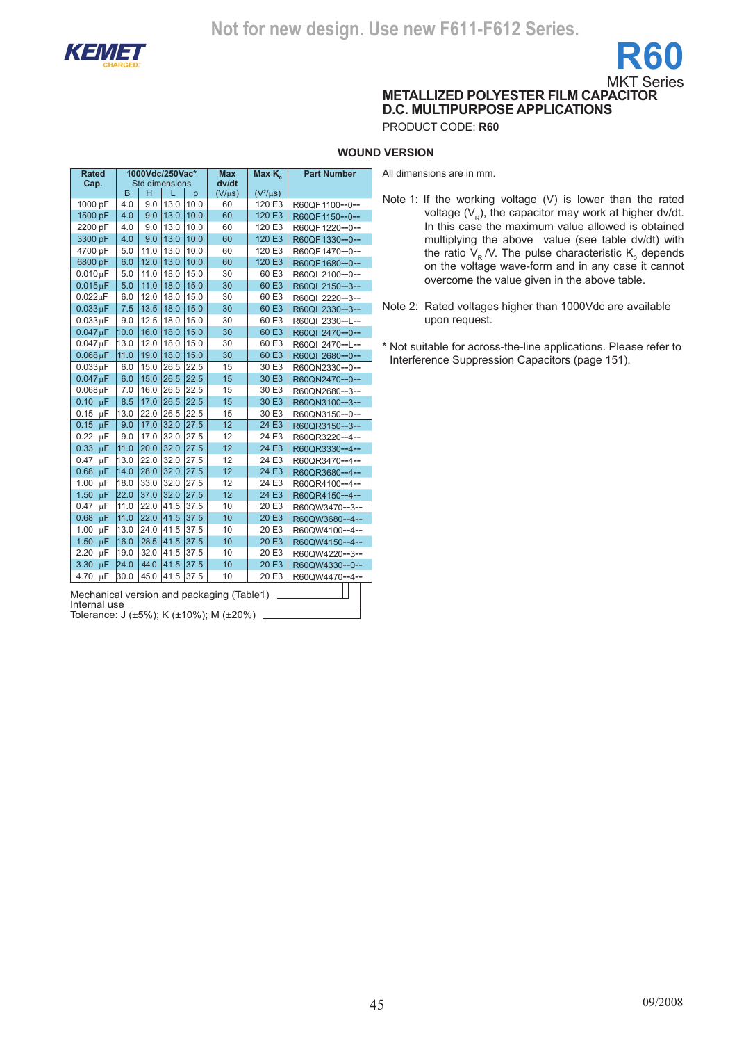Not for new design. Use new F611-F612 Series.

# R60

MKT Series

## METALLIZED POLYESTER FILM CAPACITOR
## D.C. MULTIPURPOSE APPLICATIONS

PRODUCT CODE: **R60**

### WOUND VERSION

| Rated Cap. | 1000Vdc/250Vac* Std dimensions | | | | Max dv/dt | Max $K_0$ | Part Number |
|---|---|---|---|---|---|---|---|
| | B | H | L | p | (V/µs) | ($V^2$/µs) | |
| 1000 pF | 4.0 | 9.0 | 13.0 | 10.0 | 60 | 120 E3 | R60QF 1100--0-- |
| 1500 pF | 4.0 | 9.0 | 13.0 | 10.0 | 60 | 120 E3 | R60QF 1150--0-- |
| 2200 pF | 4.0 | 9.0 | 13.0 | 10.0 | 60 | 120 E3 | R60QF 1220--0-- |
| 3300 pF | 4.0 | 9.0 | 13.0 | 10.0 | 60 | 120 E3 | R60QF 1330--0-- |
| 4700 pF | 5.0 | 11.0 | 13.0 | 10.0 | 60 | 120 E3 | R60QF 1470--0-- |
| 6800 pF | 6.0 | 12.0 | 13.0 | 10.0 | 60 | 120 E3 | R60QF 1680--0-- |
| 0.010µF | 5.0 | 11.0 | 18.0 | 15.0 | 30 | 60 E3 | R60QI 2100--0-- |
| 0.015µF | 5.0 | 11.0 | 18.0 | 15.0 | 30 | 60 E3 | R60QI 2150--3-- |
| 0.022µF | 6.0 | 12.0 | 18.0 | 15.0 | 30 | 60 E3 | R60QI 2220--3-- |
| 0.033µF | 7.5 | 13.5 | 18.0 | 15.0 | 30 | 60 E3 | R60QI 2330--3-- |
| 0.033µF | 9.0 | 12.5 | 18.0 | 15.0 | 30 | 60 E3 | R60QI 2330--L-- |
| 0.047µF | 10.0 | 16.0 | 18.0 | 15.0 | 30 | 60 E3 | R60QI 2470--0-- |
| 0.047µF | 13.0 | 12.0 | 18.0 | 15.0 | 30 | 60 E3 | R60QI 2470--L-- |
| 0.068µF | 11.0 | 19.0 | 18.0 | 15.0 | 30 | 60 E3 | R60QI 2680--0-- |
| 0.033µF | 6.0 | 15.0 | 26.5 | 22.5 | 15 | 30 E3 | R60QN2330--0-- |
| 0.047µF | 6.0 | 15.0 | 26.5 | 22.5 | 15 | 30 E3 | R60QN2470--0-- |
| 0.068µF | 7.0 | 16.0 | 26.5 | 22.5 | 15 | 30 E3 | R60QN2680--3-- |
| 0.10 µF | 8.5 | 17.0 | 26.5 | 22.5 | 15 | 30 E3 | R60QN3100--3-- |
| 0.15 µF | 13.0 | 22.0 | 26.5 | 22.5 | 15 | 30 E3 | R60QN3150--0-- |
| 0.15 µF | 9.0 | 17.0 | 32.0 | 27.5 | 12 | 24 E3 | R60QR3150--3-- |
| 0.22 µF | 9.0 | 17.0 | 32.0 | 27.5 | 12 | 24 E3 | R60QR3220--4-- |
| 0.33 µF | 11.0 | 20.0 | 32.0 | 27.5 | 12 | 24 E3 | R60QR3330--4-- |
| 0.47 µF | 13.0 | 22.0 | 32.0 | 27.5 | 12 | 24 E3 | R60QR3470--4-- |
| 0.68 µF | 14.0 | 28.0 | 32.0 | 27.5 | 12 | 24 E3 | R60QR3680--4-- |
| 1.00 µF | 18.0 | 33.0 | 32.0 | 27.5 | 12 | 24 E3 | R60QR4100--4-- |
| 1.50 µF | 22.0 | 37.0 | 32.0 | 27.5 | 12 | 24 E3 | R60QR4150--4-- |
| 0.47 µF | 11.0 | 22.0 | 41.5 | 37.5 | 10 | 20 E3 | R60QW3470--3-- |
| 0.68 µF | 11.0 | 22.0 | 41.5 | 37.5 | 10 | 20 E3 | R60QW3680--4-- |
| 1.00 µF | 13.0 | 24.0 | 41.5 | 37.5 | 10 | 20 E3 | R60QW4100--4-- |
| 1.50 µF | 16.0 | 28.5 | 41.5 | 37.5 | 10 | 20 E3 | R60QW4150--4-- |
| 2.20 µF | 19.0 | 32.0 | 41.5 | 37.5 | 10 | 20 E3 | R60QW4220--3-- |
| 3.30 µF | 24.0 | 44.0 | 41.5 | 37.5 | 10 | 20 E3 | R60QW4330--0-- |
| 4.70 µF | 30.0 | 45.0 | 41.5 | 37.5 | 10 | 20 E3 | R60QW4470--4-- |

Mechanical version and packaging (Table1)
Internal use
Tolerance: J (±5%); K (±10%); M (±20%)

All dimensions are in mm.

Note 1: If the working voltage (V) is lower than the rated voltage ($V_R$), the capacitor may work at higher dv/dt. In this case the maximum value allowed is obtained multiplying the above value (see table dv/dt) with the ratio $V_R$ /V. The pulse characteristic $K_0$ depends on the voltage wave-form and in any case it cannot overcome the value given in the above table.

Note 2: Rated voltages higher than 1000Vdc are available upon request.

\* Not suitable for across-the-line applications. Please refer to Interference Suppression Capacitors (page 151).

09/2008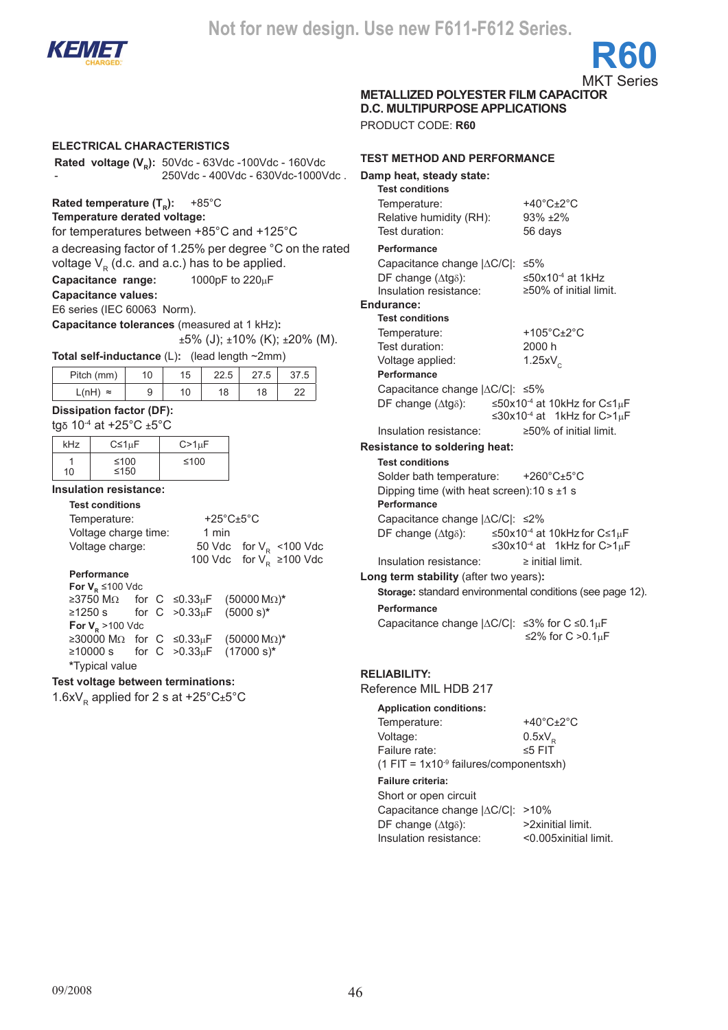Not for new design. Use new F611-F612 Series.

KEMET

# R60

MKT Series

**METALLIZED POLYESTER FILM CAPACITOR**
**D.C. MULTIPURPOSE APPLICATIONS**

PRODUCT CODE: **R60**

## ELECTRICAL CHARACTERISTICS

**Rated voltage ($V_R$):** 50Vdc - 63Vdc -100Vdc - 160Vdc - 250Vdc - 400Vdc - 630Vdc-1000Vdc .

**Rated temperature ($T_R$):** +85°C

**Temperature derated voltage:**
for temperatures between +85°C and +125°C a decreasing factor of 1.25% per degree °C on the rated voltage $V_R$ (d.c. and a.c.) has to be applied.

**Capacitance range:** 1000pF to 220µF

**Capacitance values:**
E6 series (IEC 60063 Norm).

**Capacitance tolerances** (measured at 1 kHz)**:**
±5% (J); ±10% (K); ±20% (M).

**Total self-inductance** (L)**:** (lead length ~2mm)

| Pitch (mm) | 10 | 15 | 22.5 | 27.5 | 37.5 |
|---|---|---|---|---|---|
| L(nH) ≈ | 9 | 10 | 18 | 18 | 22 |

**Dissipation factor (DF):**
tgδ $10^{-4}$ at +25°C ±5°C

| kHz | C≤1µF | C>1µF |
|---|---|---|
| 1<br>10 | ≤100<br>≤150 | ≤100 |

**Insulation resistance:**

**Test conditions**

Temperature: +25°C±5°C
Voltage charge time: 1 min
Voltage charge: 50 Vdc for $V_R$ <100 Vdc
100 Vdc for $V_R$ ≥100 Vdc

**Performance**

**For $V_R$** ≤100 Vdc
≥3750 MΩ for C ≤0.33µF (50000 MΩ)*
≥1250 s for C >0.33µF (5000 s)*
**For $V_R$** >100 Vdc
≥30000 MΩ for C ≤0.33µF (50000 MΩ)*
≥10000 s for C >0.33µF (17000 s)*
*Typical value

**Test voltage between terminations:**
1.6x$V_R$ applied for 2 s at +25°C±5°C

## TEST METHOD AND PERFORMANCE

**Damp heat, steady state:**

**Test conditions**

Temperature: +40°C±2°C
Relative humidity (RH): 93% ±2%
Test duration: 56 days

**Performance**

Capacitance change |ΔC/C|: ≤5%
DF change (Δtgδ): ≤50x$10^{-4}$ at 1kHz
Insulation resistance: ≥50% of initial limit.

**Endurance:**

**Test conditions**

Temperature: +105°C±2°C
Test duration: 2000 h
Voltage applied: 1.25x$V_C$

**Performance**

Capacitance change |ΔC/C|: ≤5%
DF change (Δtgδ): ≤50x$10^{-4}$ at 10kHz for C≤1µF
≤30x$10^{-4}$ at 1kHz for C>1µF
Insulation resistance: ≥50% of initial limit.

**Resistance to soldering heat:**

**Test conditions**

Solder bath temperature: +260°C±5°C
Dipping time (with heat screen):10 s ±1 s

**Performance**

Capacitance change |ΔC/C|: ≤2%
DF change (Δtgδ): ≤50x$10^{-4}$ at 10kHz for C≤1µF
≤30x$10^{-4}$ at 1kHz for C>1µF
Insulation resistance: ≥ initial limit.

**Long term stability** (after two years)**:**

**Storage:** standard environmental conditions (see page 12).

**Performance**

Capacitance change |ΔC/C|: ≤3% for C ≤0.1µF
≤2% for C >0.1µF

## RELIABILITY:

Reference MIL HDB 217

**Application conditions:**

Temperature: +40°C±2°C
Voltage: 0.5x$V_R$
Failure rate: ≤5 FIT
(1 FIT = 1x$10^{-9}$ failures/componentsxh)

**Failure criteria:**

Short or open circuit
Capacitance change |ΔC/C|: >10%
DF change (Δtgδ): >2xinitial limit.
Insulation resistance: <0.005xinitial limit.

09/2008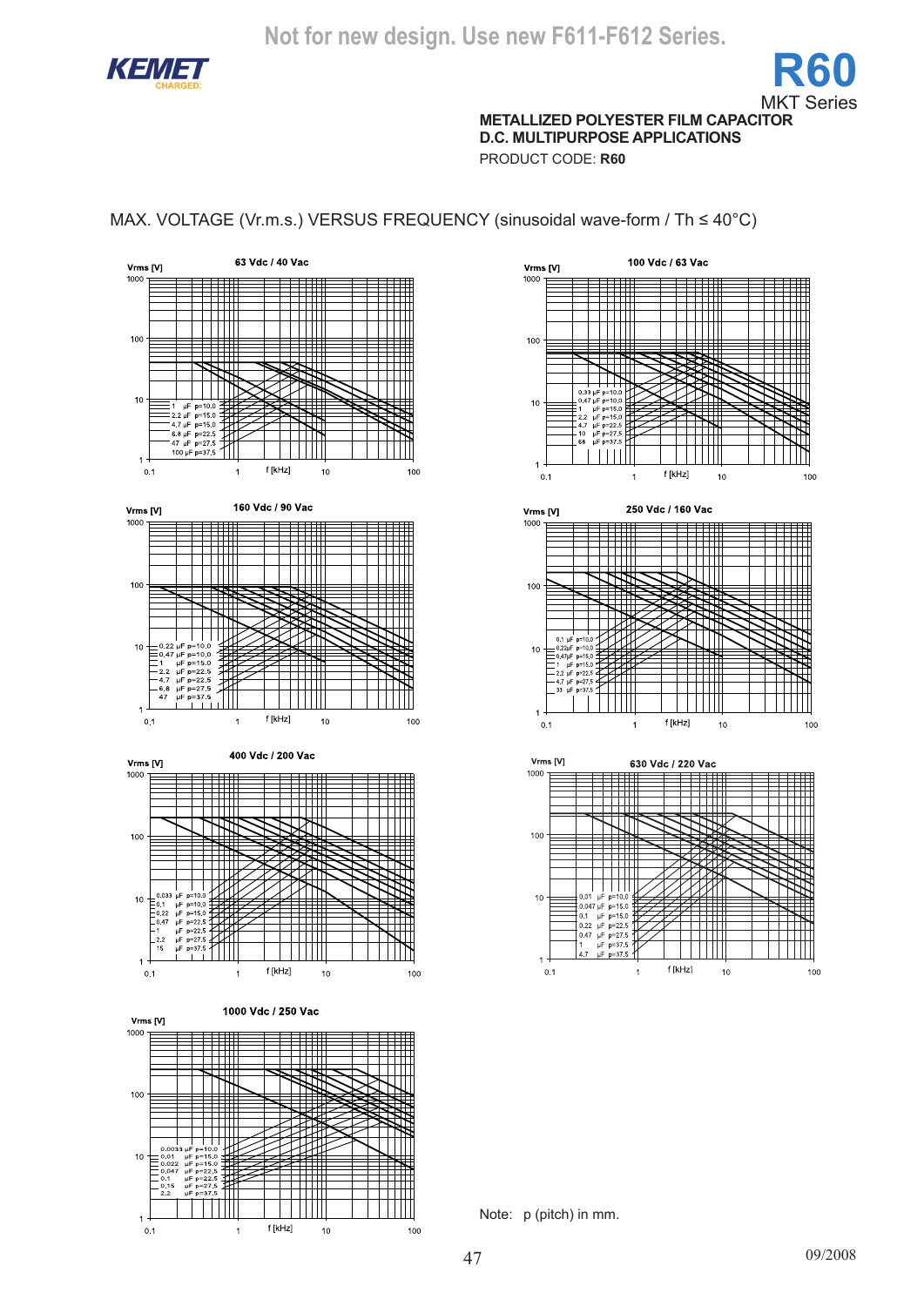Not for new design. Use new F611-F612 Series.

# R60

MKT Series

**METALLIZED POLYESTER FILM CAPACITOR**
**D.C. MULTIPURPOSE APPLICATIONS**

PRODUCT CODE: **R60**

## MAX. VOLTAGE (Vr.m.s.) VERSUS FREQUENCY (sinusoidal wave-form / Th ≤ 40°C)

**63 Vdc / 40 Vac**

Vrms [V] — f [kHz]

- 1 µF p=10.0
- 2.2 µF p=15.0
- 4.7 µF p=15.0
- 6.8 µF p=22.5
- 47 µF p=27.5
- 100 µF p=37.5

**100 Vdc / 63 Vac**

Vrms [V] — f [kHz]

- 0.33 µF p=10.0
- 0.47 µF p=10.0
- 1 µF p=15.0
- 2.2 µF p=15.0
- 4.7 µF p=22.5
- 10 µF p=27.5
- 68 µF p=37.5

**160 Vdc / 90 Vac**

Vrms [V] — f [kHz]

- 0.22 µF p=10.0
- 0.47 µF p=10.0
- 1 µF p=15.0
- 2.2 µF p=22.5
- 4.7 µF p=22.5
- 6.8 µF p=27.5
- 47 µF p=37.5

**250 Vdc / 160 Vac**

Vrms [V] — f [kHz]

- 0.1 µF p=10.0
- 0.22µF p=10.0
- 0.47µF p=15.0
- 1 µF p=15.0
- 2.2 µF p=22.5
- 4.7 µF p=27.5
- 33 µF p=37.5

**400 Vdc / 200 Vac**

Vrms [V] — f [kHz]

- 0.033 µF p=10.0
- 0.1 µF p=10.0
- 0.22 µF p=15.0
- 0.47 µF p=22.5
- 1 µF p=22.5
- 2.2 µF p=27.5
- 15 µF p=37.5

**630 Vdc / 220 Vac**

Vrms [V] — f [kHz]

- 0.01 µF p=10.0
- 0.047 µF p=15.0
- 0.1 µF p=15.0
- 0.22 µF p=22.5
- 0.47 µF p=27.5
- 1 µF p=37.5
- 4.7 µF p=37.5

**1000 Vdc / 250 Vac**

Vrms [V] — f [kHz]

- 0.0033 µF p=10.0
- 0.01 µF p=15.0
- 0.022 µF p=15.0
- 0.047 µF p=22.5
- 0.1 µF p=22.5
- 0.15 µF p=27.5
- 2.2 µF p=37.5

Note: p (pitch) in mm.

09/2008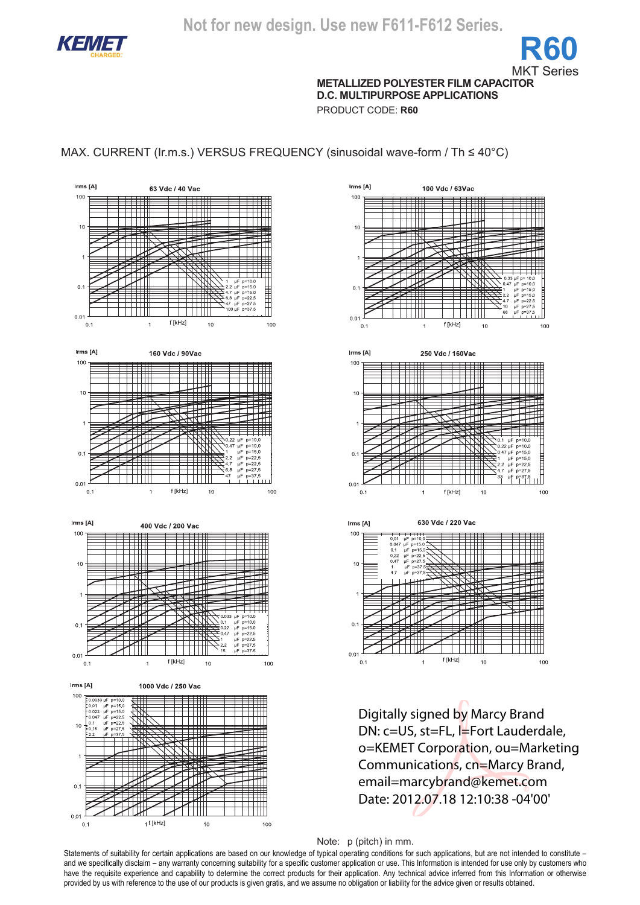Not for new design. Use new F611-F612 Series.

KEMET
CHARGED.

# R60

MKT Series

**METALLIZED POLYESTER FILM CAPACITOR**
**D.C. MULTIPURPOSE APPLICATIONS**

PRODUCT CODE: **R60**

## MAX. CURRENT (Ir.m.s.) VERSUS FREQUENCY (sinusoidal wave-form / Th ≤ 40°C)

Irms [A]
63 Vdc / 40 Vac
100
10
1
0.1
0.01
0.1
1
f [kHz]
10
100
1 µF p=10,0
2,2 µF p=15,0
4,7 µF p=15,0
6,8 µF p=22,5
47 µF p=27,5
100 µF p=37,5

Irms [A]
100 Vdc / 63Vac
100
10
1
0.1
0.01
0.1
1
f [kHz]
10
100
0,33 µF p= 10,0
0,47 µF p=10,0
1 µF p=15,0
2,2 µF p=15,0
4,7 µF p=22,5
10 µF p=27,5
68 µF p=37,5

Irms [A]
160 Vdc / 90Vac
100
10
1
0.1
0.01
0.1
1
f [kHz]
10
100
0,22 µF p=10,0
0,47 µF p=10,0
1 µF p=15,0
2,2 µF p=22,5
4,7 µF p=22,5
6,8 µF p=27,5
47 µF p=37,5

Irms [A]
250 Vdc / 160Vac
100
10
1
0.1
0.01
0.1
1
f [kHz]
10
100
0,1 µF p=10,0
0,22 µF p=10,0
0,47 µF p=15,0
1 µF p=15,0
2,2 µF p=22,5
4,7 µF p=27,5
33 µF p=37,5

Irms [A]
400 Vdc / 200 Vac
100
10
1
0.1
0.01
0.1
1
f [kHz]
10
100
0,033 µF p=10,0
0,1 µF p=10,0
0,22 µF p=15,0
0,47 µF p=22,5
1 µF p=22,5
2,2 µF p=27,5
15 µF p=37,5

Irms [A]
630 Vdc / 220 Vac
100
10
1
0.1
0.01
0.1
1
f [kHz]
10
100
0,01 µF p=10,0
0,047 µF p=15,0
0,1 µF p=15,0
0,22 µF p=22,5
0,47 µF p=27,5
1 µF p=37,5
4,7 µF p=37,5

Irms [A]
1000 Vdc / 250 Vac
100
10
1
0.1
0.01
0.1
1 f [kHz]
10
100
0,0033 µF p=10,0
0,01 µF p=15,0
0,022 µF p=15,0
0,047 µF p=22,5
0,1 µF p=22,5
0,15 µF p=27,5
2,2 µF p=37,5

Digitally signed by Marcy Brand
DN: c=US, st=FL, l=Fort Lauderdale, o=KEMET Corporation, ou=Marketing Communications, cn=Marcy Brand, email=marcybrand@kemet.com
Date: 2012.07.18 12:10:38 -04'00'

Note: p (pitch) in mm.

Statements of suitability for certain applications are based on our knowledge of typical operating conditions for such applications, but are not intended to constitute – and we specifically disclaim – any warranty concerning suitability for a specific customer application or use. This Information is intended for use only by customers who have the requisite experience and capability to determine the correct products for their application. Any technical advice inferred from this Information or otherwise provided by us with reference to the use of our products is given gratis, and we assume no obligation or liability for the advice given or results obtained.